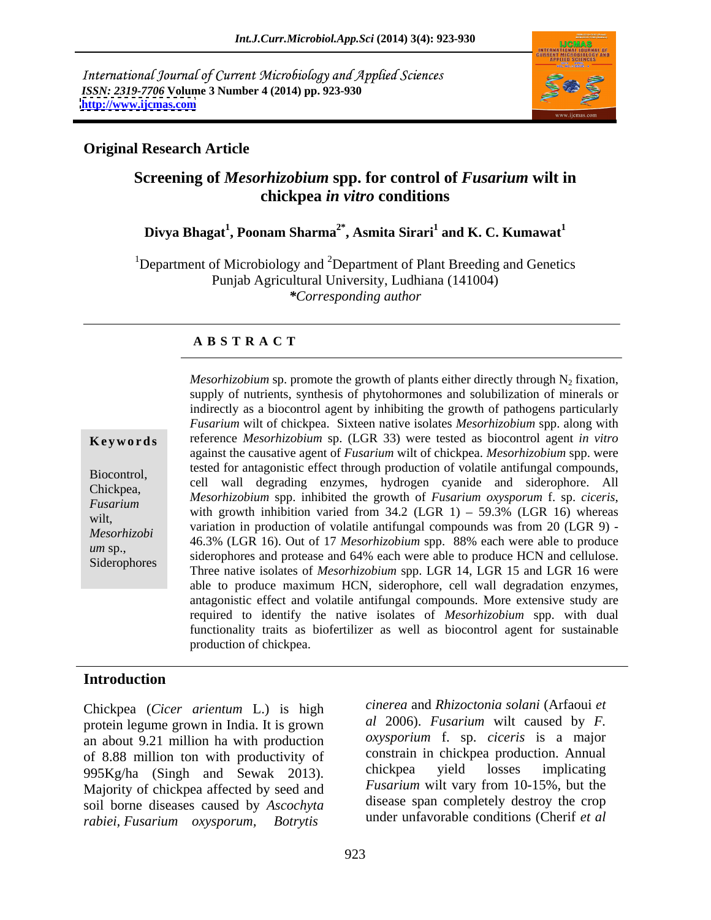International Journal of Current Microbiology and Applied Sciences
*ISSN: 2319-7706* **Volume 3 Number 4 (2014) pp. 923-930**
**http://www.ijcmas.com**

**Original Research Article**

# Screening of *Mesorhizobium* spp. for control of *Fusarium* wilt in chickpea *in vitro* conditions

**Divya Bhagat[1], Poonam Sharma[2*], Asmita Sirari[1] and K. C. Kumawat[1]**

[1]Department of Microbiology and [2]Department of Plant Breeding and Genetics
Punjab Agricultural University, Ludhiana (141004)
*\*Corresponding author*

## A B S T R A C T

**Keywords**

Biocontrol, Chickpea, *Fusarium* wilt, *Mesorhizobium* sp., Siderophores

*Mesorhizobium* sp. promote the growth of plants either directly through $N_2$ fixation, supply of nutrients, synthesis of phytohormones and solubilization of minerals or indirectly as a biocontrol agent by inhibiting the growth of pathogens particularly *Fusarium* wilt of chickpea. Sixteen native isolates *Mesorhizobium* spp. along with reference *Mesorhizobium* sp. (LGR 33) were tested as biocontrol agent *in vitro* against the causative agent of *Fusarium* wilt of chickpea. *Mesorhizobium* spp. were tested for antagonistic effect through production of volatile antifungal compounds, cell wall degrading enzymes, hydrogen cyanide and siderophore. All *Mesorhizobium* spp. inhibited the growth of *Fusarium oxysporum* f. sp. *ciceris*, with growth inhibition varied from 34.2 (LGR 1) – 59.3% (LGR 16) whereas variation in production of volatile antifungal compounds was from 20 (LGR 9) - 46.3% (LGR 16). Out of 17 *Mesorhizobium* spp. 88% each were able to produce siderophores and protease and 64% each were able to produce HCN and cellulose. Three native isolates of *Mesorhizobium* spp. LGR 14, LGR 15 and LGR 16 were able to produce maximum HCN, siderophore, cell wall degradation enzymes, antagonistic effect and volatile antifungal compounds. More extensive study are required to identify the native isolates of *Mesorhizobium* spp. with dual functionality traits as biofertilizer as well as biocontrol agent for sustainable production of chickpea.

## Introduction

Chickpea (*Cicer arientum* L.) is high protein legume grown in India. It is grown an about 9.21 million ha with production of 8.88 million ton with productivity of 995Kg/ha (Singh and Sewak 2013). Majority of chickpea affected by seed and soil borne diseases caused by *Ascochyta rabiei*, *Fusarium oxysporum*, *Botrytis cinerea* and *Rhizoctonia solani* (Arfaoui *et al* 2006). *Fusarium* wilt caused by *F. oxysporium* f. sp. *ciceris* is a major constrain in chickpea production. Annual chickpea yield losses implicating *Fusarium* wilt vary from 10-15%, but the disease span completely destroy the crop under unfavorable conditions (Cherif *et al*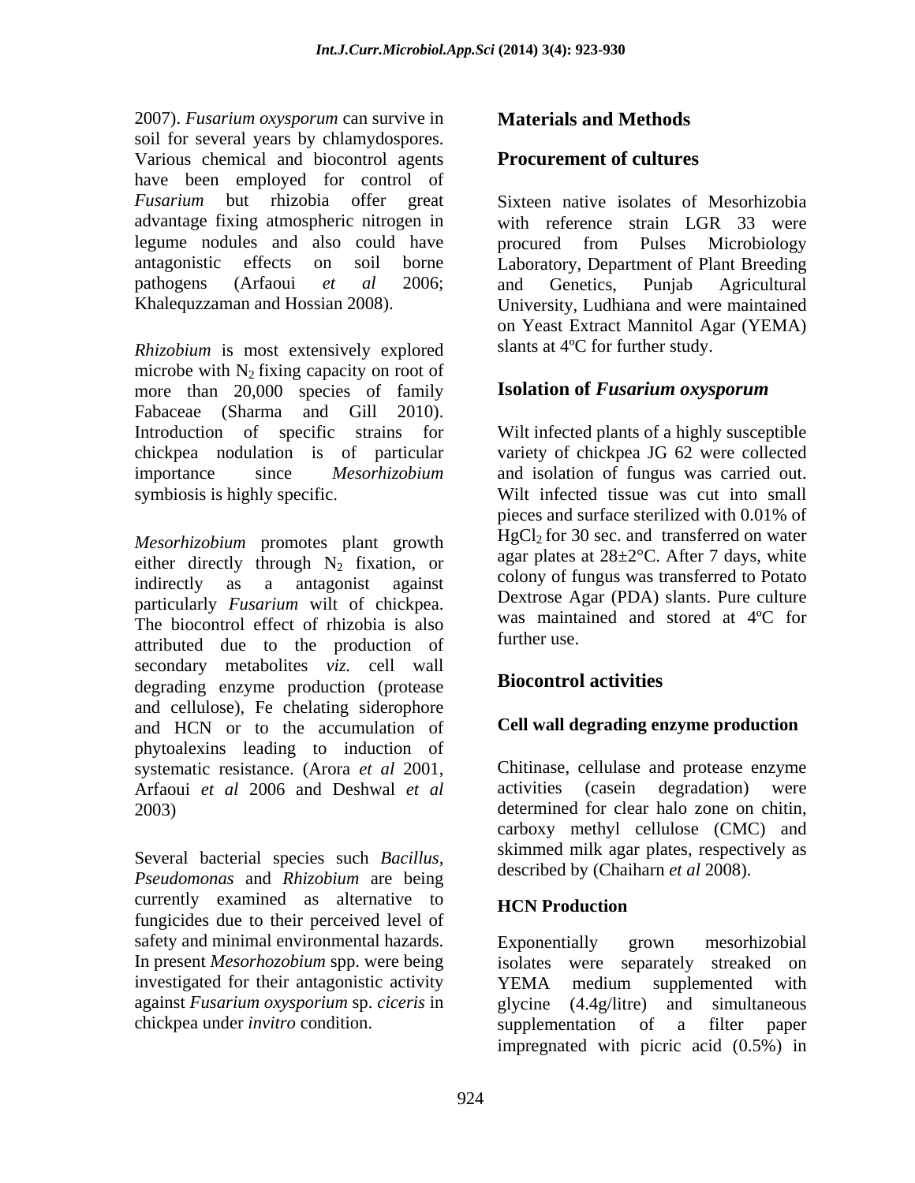2007). *Fusarium oxysporum* can survive in soil for several years by chlamydospores. Various chemical and biocontrol agents have been employed for control of *Fusarium* but rhizobia offer great advantage fixing atmospheric nitrogen in legume nodules and also could have antagonistic effects on soil borne pathogens (Arfaoui *et al* 2006; Khalequzzaman and Hossian 2008).

*Rhizobium* is most extensively explored microbe with $N_2$ fixing capacity on root of more than 20,000 species of family Fabaceae (Sharma and Gill 2010). Introduction of specific strains for chickpea nodulation is of particular importance since *Mesorhizobium* symbiosis is highly specific.

*Mesorhizobium* promotes plant growth either directly through $N_2$ fixation, or indirectly as a antagonist against particularly *Fusarium* wilt of chickpea. The biocontrol effect of rhizobia is also attributed due to the production of secondary metabolites *viz.* cell wall degrading enzyme production (protease and cellulose), Fe chelating siderophore and HCN or to the accumulation of phytoalexins leading to induction of systematic resistance. (Arora *et al* 2001, Arfaoui *et al* 2006 and Deshwal *et al* 2003)

Several bacterial species such *Bacillus, Pseudomonas* and *Rhizobium* are being currently examined as alternative to fungicides due to their perceived level of safety and minimal environmental hazards. In present *Mesorhozobium* spp. were being investigated for their antagonistic activity against *Fusarium oxysporium* sp. *ciceris* in chickpea under *invitro* condition.

## Materials and Methods

### Procurement of cultures

Sixteen native isolates of Mesorhizobia with reference strain LGR 33 were procured from Pulses Microbiology Laboratory, Department of Plant Breeding and Genetics, Punjab Agricultural University, Ludhiana and were maintained on Yeast Extract Mannitol Agar (YEMA) slants at 4ºC for further study.

### Isolation of *Fusarium oxysporum*

Wilt infected plants of a highly susceptible variety of chickpea JG 62 were collected and isolation of fungus was carried out. Wilt infected tissue was cut into small pieces and surface sterilized with 0.01% of $HgCl_2$ for 30 sec. and transferred on water agar plates at 28±2°C. After 7 days, white colony of fungus was transferred to Potato Dextrose Agar (PDA) slants. Pure culture was maintained and stored at 4ºC for further use.

### Biocontrol activities

#### Cell wall degrading enzyme production

Chitinase, cellulase and protease enzyme activities (casein degradation) were determined for clear halo zone on chitin, carboxy methyl cellulose (CMC) and skimmed milk agar plates, respectively as described by (Chaiharn *et al* 2008).

#### HCN Production

Exponentially grown mesorhizobial isolates were separately streaked on YEMA medium supplemented with glycine (4.4g/litre) and simultaneous supplementation of a filter paper impregnated with picric acid (0.5%) in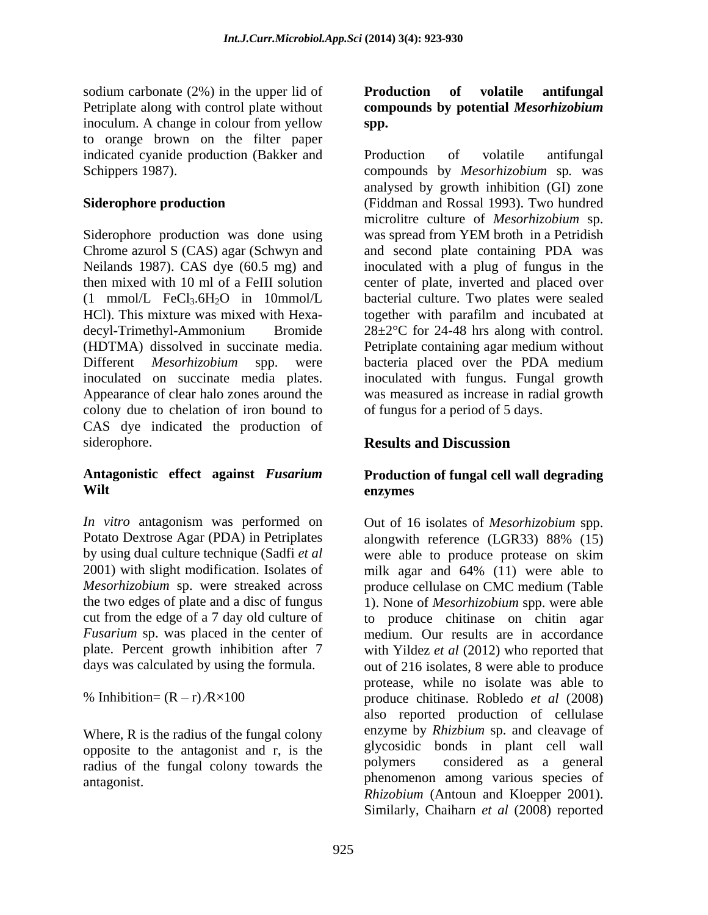sodium carbonate (2%) in the upper lid of Petriplate along with control plate without inoculum. A change in colour from yellow to orange brown on the filter paper indicated cyanide production (Bakker and Schippers 1987).

### Siderophore production

Siderophore production was done using Chrome azurol S (CAS) agar (Schwyn and Neilands 1987). CAS dye (60.5 mg) and then mixed with 10 ml of a FeIII solution (1 mmol/L $FeCl_3.6H_2O$ in 10mmol/L HCl). This mixture was mixed with Hexa-decyl-Trimethyl-Ammonium Bromide (HDTMA) dissolved in succinate media. Different *Mesorhizobium* spp. were inoculated on succinate media plates. Appearance of clear halo zones around the colony due to chelation of iron bound to CAS dye indicated the production of siderophore.

### Antagonistic effect against *Fusarium* Wilt

*In vitro* antagonism was performed on Potato Dextrose Agar (PDA) in Petriplates by using dual culture technique (Sadfi *et al* 2001) with slight modification. Isolates of *Mesorhizobium* sp. were streaked across the two edges of plate and a disc of fungus cut from the edge of a 7 day old culture of *Fusarium* sp. was placed in the center of plate. Percent growth inhibition after 7 days was calculated by using the formula.

$$\% \text{ Inhibition} = (R - r) / R \times 100$$

Where, R is the radius of the fungal colony opposite to the antagonist and r, is the radius of the fungal colony towards the antagonist.

### Production of volatile antifungal compounds by potential *Mesorhizobium* spp.

Production of volatile antifungal compounds by *Mesorhizobium* sp. was analysed by growth inhibition (GI) zone (Fiddman and Rossal 1993). Two hundred microlitre culture of *Mesorhizobium* sp. was spread from YEM broth in a Petridish and second plate containing PDA was inoculated with a plug of fungus in the center of plate, inverted and placed over bacterial culture. Two plates were sealed together with parafilm and incubated at 28±2°C for 24-48 hrs along with control. Petriplate containing agar medium without bacteria placed over the PDA medium inoculated with fungus. Fungal growth was measured as increase in radial growth of fungus for a period of 5 days.

## Results and Discussion

### Production of fungal cell wall degrading enzymes

Out of 16 isolates of *Mesorhizobium* spp. alongwith reference (LGR33) 88% (15) were able to produce protease on skim milk agar and 64% (11) were able to produce cellulase on CMC medium (Table 1). None of *Mesorhizobium* spp. were able to produce chitinase on chitin agar medium. Our results are in accordance with Yildez *et al* (2012) who reported that out of 216 isolates, 8 were able to produce protease, while no isolate was able to produce chitinase. Robledo *et al* (2008) also reported production of cellulase enzyme by *Rhizbium* sp. and cleavage of glycosidic bonds in plant cell wall polymers considered as a general phenomenon among various species of *Rhizobium* (Antoun and Kloepper 2001). Similarly, Chaiharn *et al* (2008) reported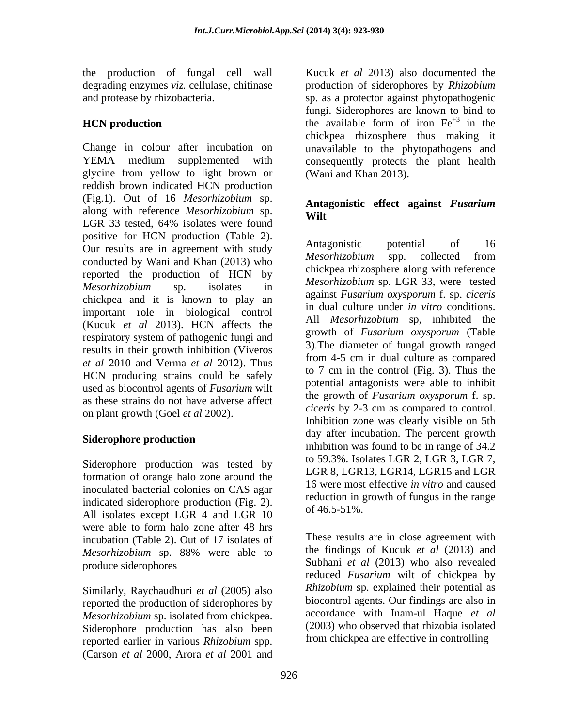the production of fungal cell wall degrading enzymes *viz.* cellulase, chitinase and protease by rhizobacteria.

## HCN production

Change in colour after incubation on YEMA medium supplemented with glycine from yellow to light brown or reddish brown indicated HCN production (Fig.1). Out of 16 *Mesorhizobium* sp. along with reference *Mesorhizobium* sp. LGR 33 tested, 64% isolates were found positive for HCN production (Table 2). Our results are in agreement with study conducted by Wani and Khan (2013) who reported the production of HCN by *Mesorhizobium* sp. isolates in chickpea and it is known to play an important role in biological control (Kucuk *et al* 2013). HCN affects the respiratory system of pathogenic fungi and results in their growth inhibition (Viveros *et al* 2010 and Verma *et al* 2012). Thus HCN producing strains could be safely used as biocontrol agents of *Fusarium* wilt as these strains do not have adverse affect on plant growth (Goel *et al* 2002).

## Siderophore production

Siderophore production was tested by formation of orange halo zone around the inoculated bacterial colonies on CAS agar indicated siderophore production (Fig. 2). All isolates except LGR 4 and LGR 10 were able to form halo zone after 48 hrs incubation (Table 2). Out of 17 isolates of *Mesorhizobium* sp. 88% were able to produce siderophores

Similarly, Raychaudhuri *et al* (2005) also reported the production of siderophores by *Mesorhizobium* sp. isolated from chickpea. Siderophore production has also been reported earlier in various *Rhizobium* spp. (Carson *et al* 2000, Arora *et al* 2001 and Kucuk *et al* 2013) also documented the production of siderophores by *Rhizobium* sp. as a protector against phytopathogenic fungi. Siderophores are known to bind to the available form of iron $Fe^{+3}$ in the chickpea rhizosphere thus making it unavailable to the phytopathogens and consequently protects the plant health (Wani and Khan 2013).

## Antagonistic effect against *Fusarium* Wilt

Antagonistic potential of 16 *Mesorhizobium* spp. collected from chickpea rhizosphere along with reference *Mesorhizobium* sp. LGR 33, were tested against *Fusarium oxysporum* f. sp. *ciceris* in dual culture under *in vitro* conditions. All *Mesorhizobium* sp, inhibited the growth of *Fusarium oxysporum* (Table 3).The diameter of fungal growth ranged from 4-5 cm in dual culture as compared to 7 cm in the control (Fig. 3). Thus the potential antagonists were able to inhibit the growth of *Fusarium oxysporum* f. sp. *ciceris* by 2-3 cm as compared to control. Inhibition zone was clearly visible on 5th day after incubation. The percent growth inhibition was found to be in range of 34.2 to 59.3%. Isolates LGR 2, LGR 3, LGR 7, LGR 8, LGR13, LGR14, LGR15 and LGR 16 were most effective *in vitro* and caused reduction in growth of fungus in the range of 46.5-51%.

These results are in close agreement with the findings of Kucuk *et al* (2013) and Subhani *et al* (2013) who also revealed reduced *Fusarium* wilt of chickpea by *Rhizobium* sp. explained their potential as biocontrol agents. Our findings are also in accordance with Inam-ul Haque *et al* (2003) who observed that rhizobia isolated from chickpea are effective in controlling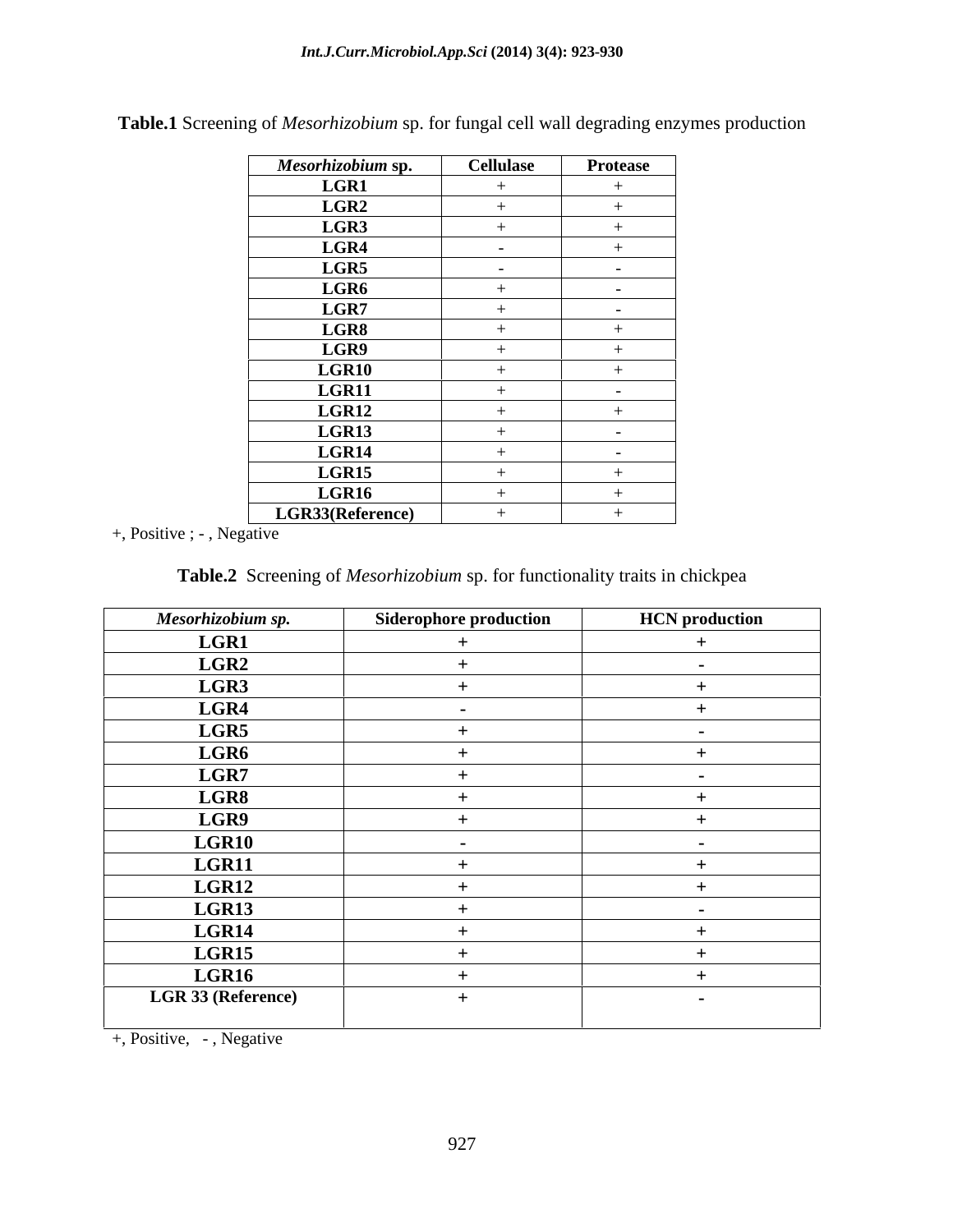**Table.1** Screening of *Mesorhizobium* sp. for fungal cell wall degrading enzymes production

| *Mesorhizobium* sp. | Cellulase | Protease |
|---|---|---|
| LGR1 | + | + |
| LGR2 | + | + |
| LGR3 | + | + |
| LGR4 | - | + |
| LGR5 | - | - |
| LGR6 | + | - |
| LGR7 | + | - |
| LGR8 | + | + |
| LGR9 | + | + |
| LGR10 | + | + |
| LGR11 | + | - |
| LGR12 | + | + |
| LGR13 | + | - |
| LGR14 | + | - |
| LGR15 | + | + |
| LGR16 | + | + |
| LGR33(Reference) | + | + |

+, Positive ; - , Negative

**Table.2** Screening of *Mesorhizobium* sp. for functionality traits in chickpea

| *Mesorhizobium sp.* | Siderophore production | HCN production |
|---|---|---|
| LGR1 | + | + |
| LGR2 | + | - |
| LGR3 | + | + |
| LGR4 | - | + |
| LGR5 | + | - |
| LGR6 | + | + |
| LGR7 | + | - |
| LGR8 | + | + |
| LGR9 | + | + |
| LGR10 | - | - |
| LGR11 | + | + |
| LGR12 | + | + |
| LGR13 | + | - |
| LGR14 | + | + |
| LGR15 | + | + |
| LGR16 | + | + |
| LGR 33 (Reference) | + | - |

+, Positive, - , Negative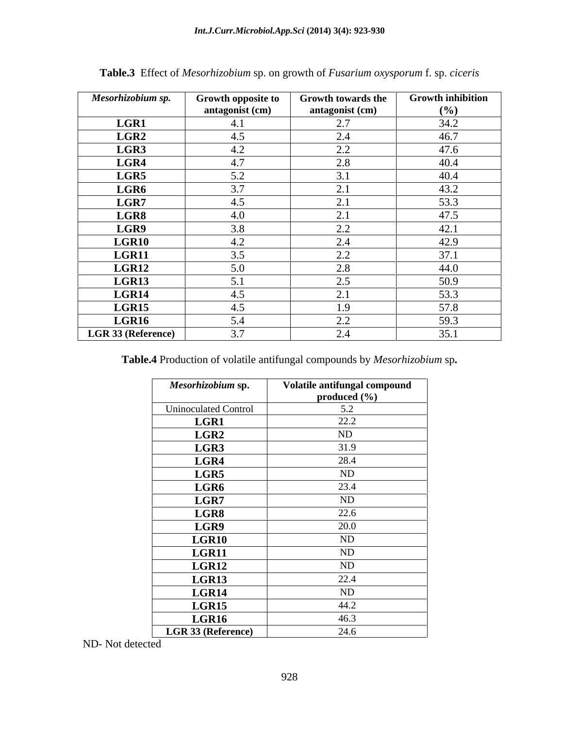**Table.3** Effect of *Mesorhizobium* sp. on growth of *Fusarium oxysporum* f. sp. *ciceris*

| *Mesorhizobium sp.* | Growth opposite to antagonist (cm) | Growth towards the antagonist (cm) | Growth inhibition (%) |
|---|---|---|---|
| **LGR1** | 4.1 | 2.7 | 34.2 |
| **LGR2** | 4.5 | 2.4 | 46.7 |
| **LGR3** | 4.2 | 2.2 | 47.6 |
| **LGR4** | 4.7 | 2.8 | 40.4 |
| **LGR5** | 5.2 | 3.1 | 40.4 |
| **LGR6** | 3.7 | 2.1 | 43.2 |
| **LGR7** | 4.5 | 2.1 | 53.3 |
| **LGR8** | 4.0 | 2.1 | 47.5 |
| **LGR9** | 3.8 | 2.2 | 42.1 |
| **LGR10** | 4.2 | 2.4 | 42.9 |
| **LGR11** | 3.5 | 2.2 | 37.1 |
| **LGR12** | 5.0 | 2.8 | 44.0 |
| **LGR13** | 5.1 | 2.5 | 50.9 |
| **LGR14** | 4.5 | 2.1 | 53.3 |
| **LGR15** | 4.5 | 1.9 | 57.8 |
| **LGR16** | 5.4 | 2.2 | 59.3 |
| **LGR 33 (Reference)** | 3.7 | 2.4 | 35.1 |

**Table.4** Production of volatile antifungal compounds by *Mesorhizobium* sp**.**

| *Mesorhizobium* sp. | Volatile antifungal compound produced (%) |
|---|---|
| Uninoculated Control | 5.2 |
| **LGR1** | 22.2 |
| **LGR2** | ND |
| **LGR3** | 31.9 |
| **LGR4** | 28.4 |
| **LGR5** | ND |
| **LGR6** | 23.4 |
| **LGR7** | ND |
| **LGR8** | 22.6 |
| **LGR9** | 20.0 |
| **LGR10** | ND |
| **LGR11** | ND |
| **LGR12** | ND |
| **LGR13** | 22.4 |
| **LGR14** | ND |
| **LGR15** | 44.2 |
| **LGR16** | 46.3 |
| **LGR 33 (Reference)** | 24.6 |

ND- Not detected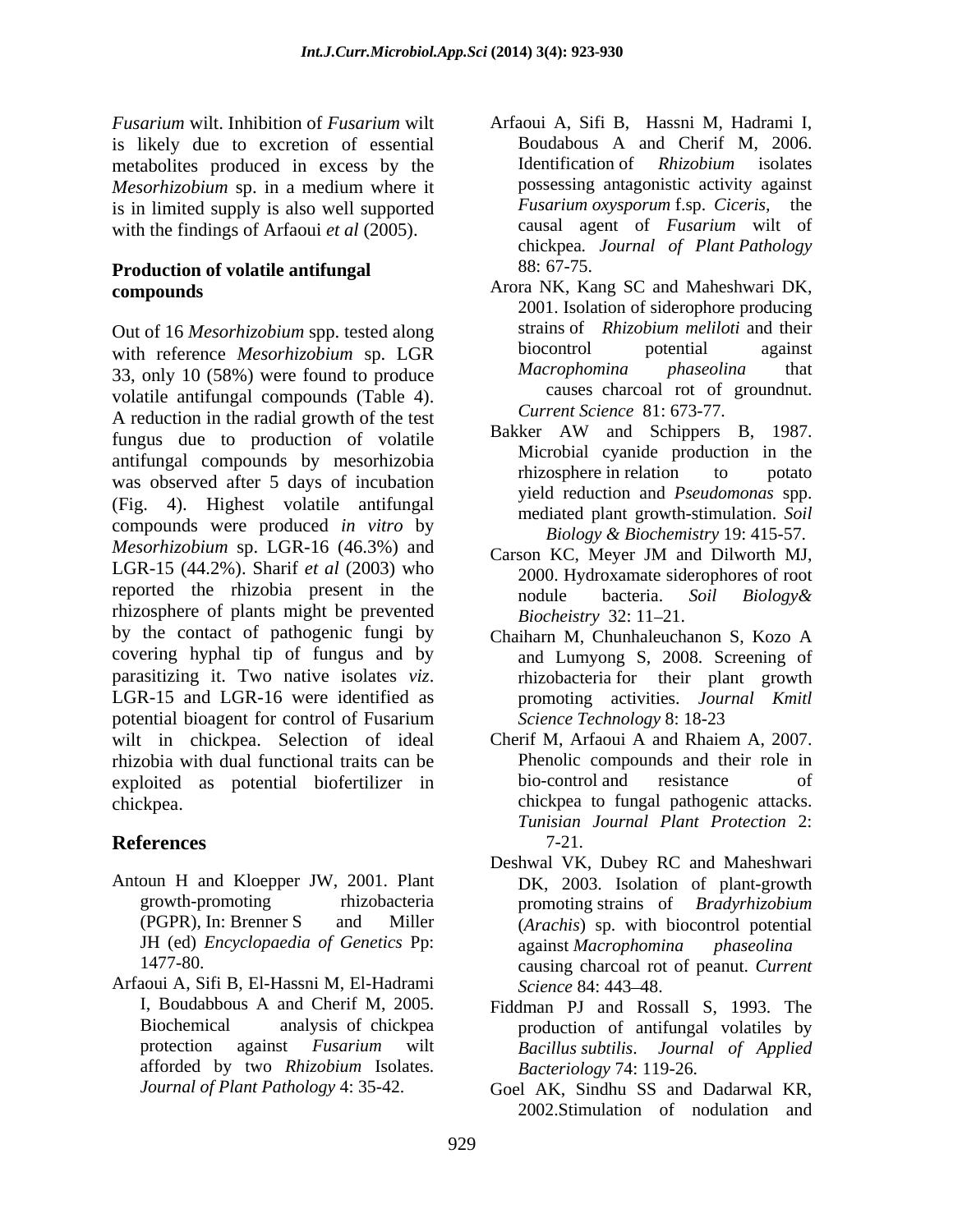*Fusarium* wilt. Inhibition of *Fusarium* wilt is likely due to excretion of essential metabolites produced in excess by the *Mesorhizobium* sp. in a medium where it is in limited supply is also well supported with the findings of Arfaoui *et al* (2005).

## Production of volatile antifungal compounds

Out of 16 *Mesorhizobium* spp. tested along with reference *Mesorhizobium* sp. LGR 33, only 10 (58%) were found to produce volatile antifungal compounds (Table 4). A reduction in the radial growth of the test fungus due to production of volatile antifungal compounds by mesorhizobia was observed after 5 days of incubation (Fig. 4). Highest volatile antifungal compounds were produced *in vitro* by *Mesorhizobium* sp. LGR-16 (46.3%) and LGR-15 (44.2%). Sharif *et al* (2003) who reported the rhizobia present in the rhizosphere of plants might be prevented by the contact of pathogenic fungi by covering hyphal tip of fungus and by parasitizing it. Two native isolates *viz*. LGR-15 and LGR-16 were identified as potential bioagent for control of Fusarium wilt in chickpea. Selection of ideal rhizobia with dual functional traits can be exploited as potential biofertilizer in chickpea.

## References

Antoun H and Kloepper JW, 2001. Plant growth-promoting rhizobacteria (PGPR), In: Brenner S and Miller JH (ed) *Encyclopaedia of Genetics* Pp: 1477-80.

Arfaoui A, Sifi B, El-Hassni M, El-Hadrami I, Boudabbous A and Cherif M, 2005. Biochemical analysis of chickpea protection against *Fusarium* wilt afforded by two *Rhizobium* Isolates. *Journal of Plant Pathology* 4: 35-42.

Arfaoui A, Sifi B, Hassni M, Hadrami I, Boudabous A and Cherif M, 2006. Identification of *Rhizobium* isolates possessing antagonistic activity against *Fusarium oxysporum* f.sp. *Ciceris*, the causal agent of *Fusarium* wilt of chickpea. *Journal of Plant Pathology* 88: 67-75.

Arora NK, Kang SC and Maheshwari DK, 2001. Isolation of siderophore producing strains of *Rhizobium meliloti* and their biocontrol potential against *Macrophomina phaseolina* that causes charcoal rot of groundnut. *Current Science* 81: 673-77.

Bakker AW and Schippers B, 1987. Microbial cyanide production in the rhizosphere in relation to potato yield reduction and *Pseudomonas* spp. mediated plant growth-stimulation. *Soil Biology & Biochemistry* 19: 415-57.

Carson KC, Meyer JM and Dilworth MJ, 2000. Hydroxamate siderophores of root nodule bacteria. *Soil Biology& Biocheistry* 32: 11–21.

Chaiharn M, Chunhaleuchanon S, Kozo A and Lumyong S, 2008. Screening of rhizobacteria for their plant growth promoting activities. *Journal Kmitl Science Technology* 8: 18-23

Cherif M, Arfaoui A and Rhaiem A, 2007. Phenolic compounds and their role in bio-control and resistance of chickpea to fungal pathogenic attacks. *Tunisian Journal Plant Protection* 2: 7-21.

Deshwal VK, Dubey RC and Maheshwari DK, 2003. Isolation of plant-growth promoting strains of *Bradyrhizobium* (*Arachis*) sp. with biocontrol potential against *Macrophomina phaseolina* causing charcoal rot of peanut. *Current Science* 84: 443–48.

Fiddman PJ and Rossall S, 1993. The production of antifungal volatiles by *Bacillus subtilis*. *Journal of Applied Bacteriology* 74: 119-26.

Goel AK, Sindhu SS and Dadarwal KR, 2002.Stimulation of nodulation and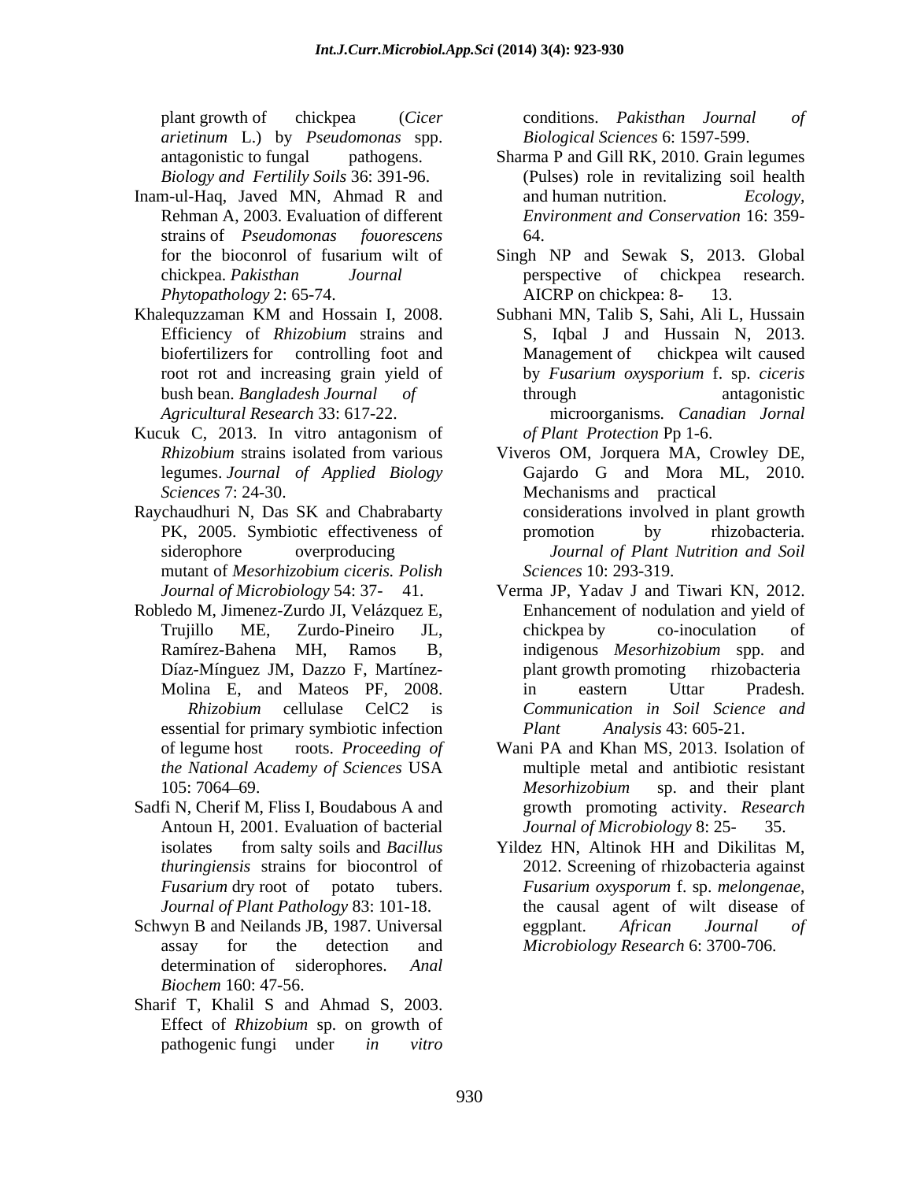plant growth of chickpea (*Cicer arietinum* L.) by *Pseudomonas* spp. antagonistic to fungal pathogens. *Biology and Fertilily Soils* 36: 391-96.

Inam-ul-Haq, Javed MN, Ahmad R and Rehman A, 2003. Evaluation of different strains of *Pseudomonas fouorescens* for the bioconrol of fusarium wilt of chickpea. *Pakisthan Journal Phytopathology* 2: 65-74.

Khalequzzaman KM and Hossain I, 2008. Efficiency of *Rhizobium* strains and biofertilizers for controlling foot and root rot and increasing grain yield of bush bean. *Bangladesh Journal of Agricultural Research* 33: 617-22.

Kucuk C, 2013. In vitro antagonism of *Rhizobium* strains isolated from various legumes. *Journal of Applied Biology Sciences* 7: 24-30.

Raychaudhuri N, Das SK and Chabrabarty PK, 2005. Symbiotic effectiveness of siderophore overproducing mutant of *Mesorhizobium ciceris. Polish Journal of Microbiology* 54: 37- 41.

Robledo M, Jimenez-Zurdo JI, Velázquez E, Trujillo ME, Zurdo-Pineiro JL, Ramírez-Bahena MH, Ramos B, Díaz-Mínguez JM, Dazzo F, Martínez-Molina E, and Mateos PF, 2008. *Rhizobium* cellulase CelC2 is essential for primary symbiotic infection of legume host roots. *Proceeding of the National Academy of Sciences* USA 105: 7064–69.

Sadfi N, Cherif M, Fliss I, Boudabous A and Antoun H, 2001. Evaluation of bacterial isolates from salty soils and *Bacillus thuringiensis* strains for biocontrol of *Fusarium* dry root of potato tubers. *Journal of Plant Pathology* 83: 101-18.

Schwyn B and Neilands JB, 1987. Universal assay for the detection and determination of siderophores. *Anal Biochem* 160: 47-56.

Sharif T, Khalil S and Ahmad S, 2003. Effect of *Rhizobium* sp. on growth of pathogenic fungi under *in vitro* conditions. *Pakisthan Journal of Biological Sciences* 6: 1597-599.

Sharma P and Gill RK, 2010. Grain legumes (Pulses) role in revitalizing soil health and human nutrition. *Ecology, Environment and Conservation* 16: 359-64.

Singh NP and Sewak S, 2013. Global perspective of chickpea research. AICRP on chickpea: 8- 13.

Subhani MN, Talib S, Sahi, Ali L, Hussain S, Iqbal J and Hussain N, 2013. Management of chickpea wilt caused by *Fusarium oxysporium* f. sp. *ciceris* through antagonistic microorganisms. *Canadian Jornal of Plant Protection* Pp 1-6.

Viveros OM, Jorquera MA, Crowley DE, Gajardo G and Mora ML, 2010. Mechanisms and practical considerations involved in plant growth promotion by rhizobacteria. *Journal of Plant Nutrition and Soil Sciences* 10: 293-319.

Verma JP, Yadav J and Tiwari KN, 2012. Enhancement of nodulation and yield of chickpea by co-inoculation of indigenous *Mesorhizobium* spp. and plant growth promoting rhizobacteria in eastern Uttar Pradesh. *Communication in Soil Science and Plant Analysis* 43: 605-21.

Wani PA and Khan MS, 2013. Isolation of multiple metal and antibiotic resistant *Mesorhizobium* sp. and their plant growth promoting activity. *Research Journal of Microbiology* 8: 25- 35.

Yildez HN, Altinok HH and Dikilitas M, 2012. Screening of rhizobacteria against *Fusarium oxysporum* f. sp. *melongenae*, the causal agent of wilt disease of eggplant. *African Journal of Microbiology Research* 6: 3700-706.